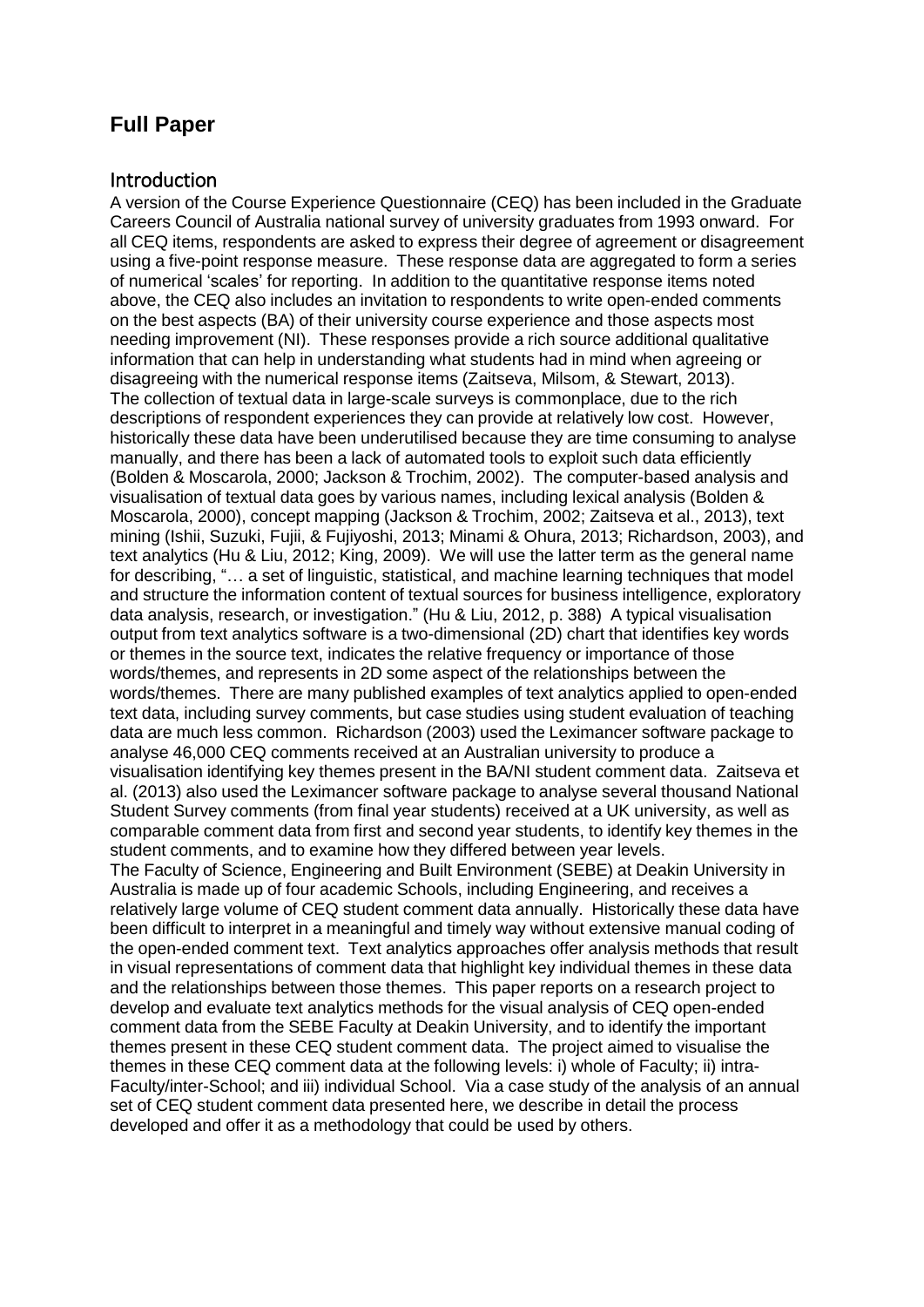# Full Paper

## Introduction

A version of the Course Experience Questionnaire (CEQ) has been included in the Graduate Careers Council of Australia national survey of university graduates from 1993 onward. For all CEQ items, respondents are asked to express their degree of agreement or disagreement using a five-point response measure. These response data are aggregated to form a series of numerical 'scales' for reporting. In addition to the quantitative response items noted above, the CEQ also includes an invitation to respondents to write open-ended comments on the best aspects (BA) of their university course experience and those aspects most needing improvement (NI). These responses provide a rich source additional qualitative information that can help in understanding what students had in mind when agreeing or disagreeing with the numerical response items (Zaitseva, Milsom, & Stewart, 2013).

The collection of textual data in large-scale surveys is commonplace, due to the rich descriptions of respondent experiences they can provide at relatively low cost. However, historically these data have been underutilised because they are time consuming to analyse manually, and there has been a lack of automated tools to exploit such data efficiently (Bolden & Moscarola, 2000; Jackson & Trochim, 2002). The computer-based analysis and visualisation of textual data goes by various names, including lexical analysis (Bolden & Moscarola, 2000), concept mapping (Jackson & Trochim, 2002; Zaitseva et al., 2013), text mining (Ishii, Suzuki, Fujii, & Fujiyoshi, 2013; Minami & Ohura, 2013; Richardson, 2003), and text analytics (Hu & Liu, 2012; King, 2009). We will use the latter term as the general name for describing, "… a set of linguistic, statistical, and machine learning techniques that model and structure the information content of textual sources for business intelligence, exploratory data analysis, research, or investigation." (Hu & Liu, 2012, p. 388) A typical visualisation output from text analytics software is a two-dimensional (2D) chart that identifies key words or themes in the source text, indicates the relative frequency or importance of those words/themes, and represents in 2D some aspect of the relationships between the words/themes. There are many published examples of text analytics applied to open-ended text data, including survey comments, but case studies using student evaluation of teaching data are much less common. Richardson (2003) used the Leximancer software package to analyse 46,000 CEQ comments received at an Australian university to produce a visualisation identifying key themes present in the BA/NI student comment data. Zaitseva et al. (2013) also used the Leximancer software package to analyse several thousand National Student Survey comments (from final year students) received at a UK university, as well as comparable comment data from first and second year students, to identify key themes in the student comments, and to examine how they differed between year levels.

The Faculty of Science, Engineering and Built Environment (SEBE) at Deakin University in Australia is made up of four academic Schools, including Engineering, and receives a relatively large volume of CEQ student comment data annually. Historically these data have been difficult to interpret in a meaningful and timely way without extensive manual coding of the open-ended comment text. Text analytics approaches offer analysis methods that result in visual representations of comment data that highlight key individual themes in these data and the relationships between those themes. This paper reports on a research project to develop and evaluate text analytics methods for the visual analysis of CEQ open-ended comment data from the SEBE Faculty at Deakin University, and to identify the important themes present in these CEQ student comment data. The project aimed to visualise the themes in these CEQ comment data at the following levels: i) whole of Faculty; ii) intra-Faculty/inter-School; and iii) individual School. Via a case study of the analysis of an annual set of CEQ student comment data presented here, we describe in detail the process developed and offer it as a methodology that could be used by others.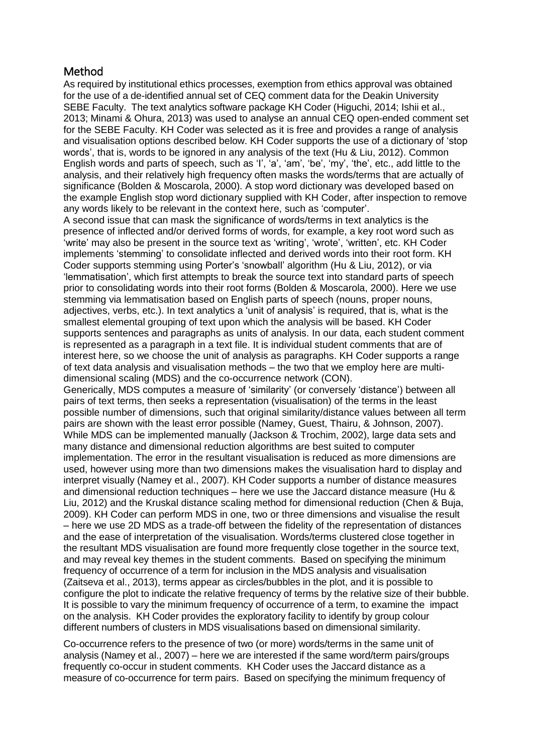## Method

As required by institutional ethics processes, exemption from ethics approval was obtained for the use of a de-identified annual set of CEQ comment data for the Deakin University SEBE Faculty. The text analytics software package KH Coder (Higuchi, 2014; Ishii et al., 2013; Minami & Ohura, 2013) was used to analyse an annual CEQ open-ended comment set for the SEBE Faculty. KH Coder was selected as it is free and provides a range of analysis and visualisation options described below. KH Coder supports the use of a dictionary of 'stop words', that is, words to be ignored in any analysis of the text (Hu & Liu, 2012). Common English words and parts of speech, such as 'I', 'a', 'am', 'be', 'my', 'the', etc., add little to the analysis, and their relatively high frequency often masks the words/terms that are actually of significance (Bolden & Moscarola, 2000). A stop word dictionary was developed based on the example English stop word dictionary supplied with KH Coder, after inspection to remove any words likely to be relevant in the context here, such as 'computer'.

A second issue that can mask the significance of words/terms in text analytics is the presence of inflected and/or derived forms of words, for example, a key root word such as 'write' may also be present in the source text as 'writing', 'wrote', 'written', etc. KH Coder implements 'stemming' to consolidate inflected and derived words into their root form. KH Coder supports stemming using Porter's 'snowball' algorithm (Hu & Liu, 2012), or via 'lemmatisation', which first attempts to break the source text into standard parts of speech prior to consolidating words into their root forms (Bolden & Moscarola, 2000). Here we use stemming via lemmatisation based on English parts of speech (nouns, proper nouns, adjectives, verbs, etc.). In text analytics a 'unit of analysis' is required, that is, what is the smallest elemental grouping of text upon which the analysis will be based. KH Coder supports sentences and paragraphs as units of analysis. In our data, each student comment is represented as a paragraph in a text file. It is individual student comments that are of interest here, so we choose the unit of analysis as paragraphs. KH Coder supports a range of text data analysis and visualisation methods – the two that we employ here are multi-dimensional scaling (MDS) and the co-occurrence network (CON).

Generically, MDS computes a measure of 'similarity' (or conversely 'distance') between all pairs of text terms, then seeks a representation (visualisation) of the terms in the least possible number of dimensions, such that original similarity/distance values between all term pairs are shown with the least error possible (Namey, Guest, Thairu, & Johnson, 2007). While MDS can be implemented manually (Jackson & Trochim, 2002), large data sets and many distance and dimensional reduction algorithms are best suited to computer implementation. The error in the resultant visualisation is reduced as more dimensions are used, however using more than two dimensions makes the visualisation hard to display and interpret visually (Namey et al., 2007). KH Coder supports a number of distance measures and dimensional reduction techniques – here we use the Jaccard distance measure (Hu & Liu, 2012) and the Kruskal distance scaling method for dimensional reduction (Chen & Buja, 2009). KH Coder can perform MDS in one, two or three dimensions and visualise the result – here we use 2D MDS as a trade-off between the fidelity of the representation of distances and the ease of interpretation of the visualisation. Words/terms clustered close together in the resultant MDS visualisation are found more frequently close together in the source text, and may reveal key themes in the student comments. Based on specifying the minimum frequency of occurrence of a term for inclusion in the MDS analysis and visualisation (Zaitseva et al., 2013), terms appear as circles/bubbles in the plot, and it is possible to configure the plot to indicate the relative frequency of terms by the relative size of their bubble. It is possible to vary the minimum frequency of occurrence of a term, to examine the impact on the analysis. KH Coder provides the exploratory facility to identify by group colour different numbers of clusters in MDS visualisations based on dimensional similarity.

Co-occurrence refers to the presence of two (or more) words/terms in the same unit of analysis (Namey et al., 2007) – here we are interested if the same word/term pairs/groups frequently co-occur in student comments. KH Coder uses the Jaccard distance as a measure of co-occurrence for term pairs. Based on specifying the minimum frequency of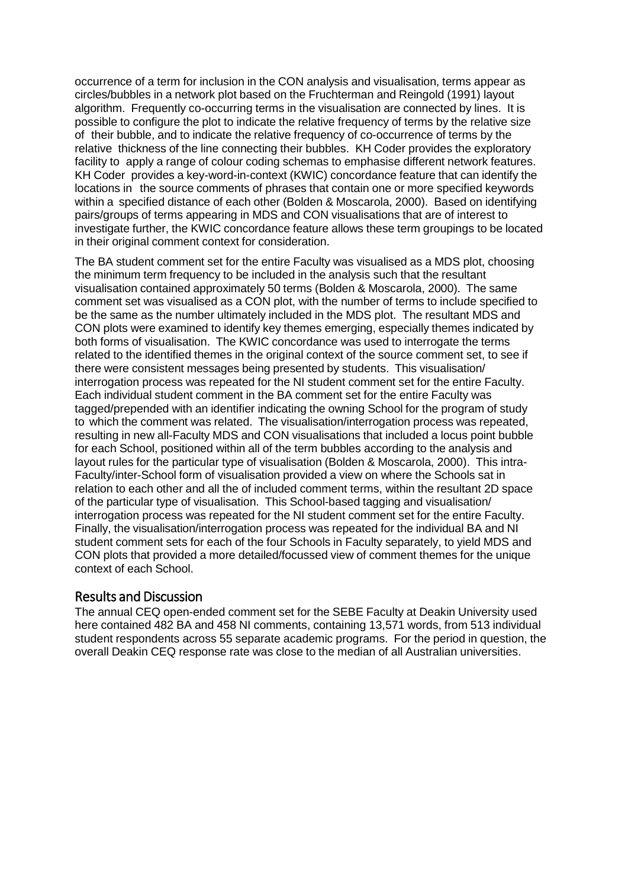occurrence of a term for inclusion in the CON analysis and visualisation, terms appear as circles/bubbles in a network plot based on the Fruchterman and Reingold (1991) layout algorithm. Frequently co-occurring terms in the visualisation are connected by lines. It is possible to configure the plot to indicate the relative frequency of terms by the relative size of their bubble, and to indicate the relative frequency of co-occurrence of terms by the relative thickness of the line connecting their bubbles. KH Coder provides the exploratory facility to apply a range of colour coding schemas to emphasise different network features. KH Coder provides a key-word-in-context (KWIC) concordance feature that can identify the locations in the source comments of phrases that contain one or more specified keywords within a specified distance of each other (Bolden & Moscarola, 2000). Based on identifying pairs/groups of terms appearing in MDS and CON visualisations that are of interest to investigate further, the KWIC concordance feature allows these term groupings to be located in their original comment context for consideration.

The BA student comment set for the entire Faculty was visualised as a MDS plot, choosing the minimum term frequency to be included in the analysis such that the resultant visualisation contained approximately 50 terms (Bolden & Moscarola, 2000). The same comment set was visualised as a CON plot, with the number of terms to include specified to be the same as the number ultimately included in the MDS plot. The resultant MDS and CON plots were examined to identify key themes emerging, especially themes indicated by both forms of visualisation. The KWIC concordance was used to interrogate the terms related to the identified themes in the original context of the source comment set, to see if there were consistent messages being presented by students. This visualisation/ interrogation process was repeated for the NI student comment set for the entire Faculty. Each individual student comment in the BA comment set for the entire Faculty was tagged/prepended with an identifier indicating the owning School for the program of study to which the comment was related. The visualisation/interrogation process was repeated, resulting in new all-Faculty MDS and CON visualisations that included a locus point bubble for each School, positioned within all of the term bubbles according to the analysis and layout rules for the particular type of visualisation (Bolden & Moscarola, 2000). This intra-Faculty/inter-School form of visualisation provided a view on where the Schools sat in relation to each other and all the of included comment terms, within the resultant 2D space of the particular type of visualisation. This School-based tagging and visualisation/ interrogation process was repeated for the NI student comment set for the entire Faculty. Finally, the visualisation/interrogation process was repeated for the individual BA and NI student comment sets for each of the four Schools in Faculty separately, to yield MDS and CON plots that provided a more detailed/focussed view of comment themes for the unique context of each School.

## Results and Discussion

The annual CEQ open-ended comment set for the SEBE Faculty at Deakin University used here contained 482 BA and 458 NI comments, containing 13,571 words, from 513 individual student respondents across 55 separate academic programs. For the period in question, the overall Deakin CEQ response rate was close to the median of all Australian universities.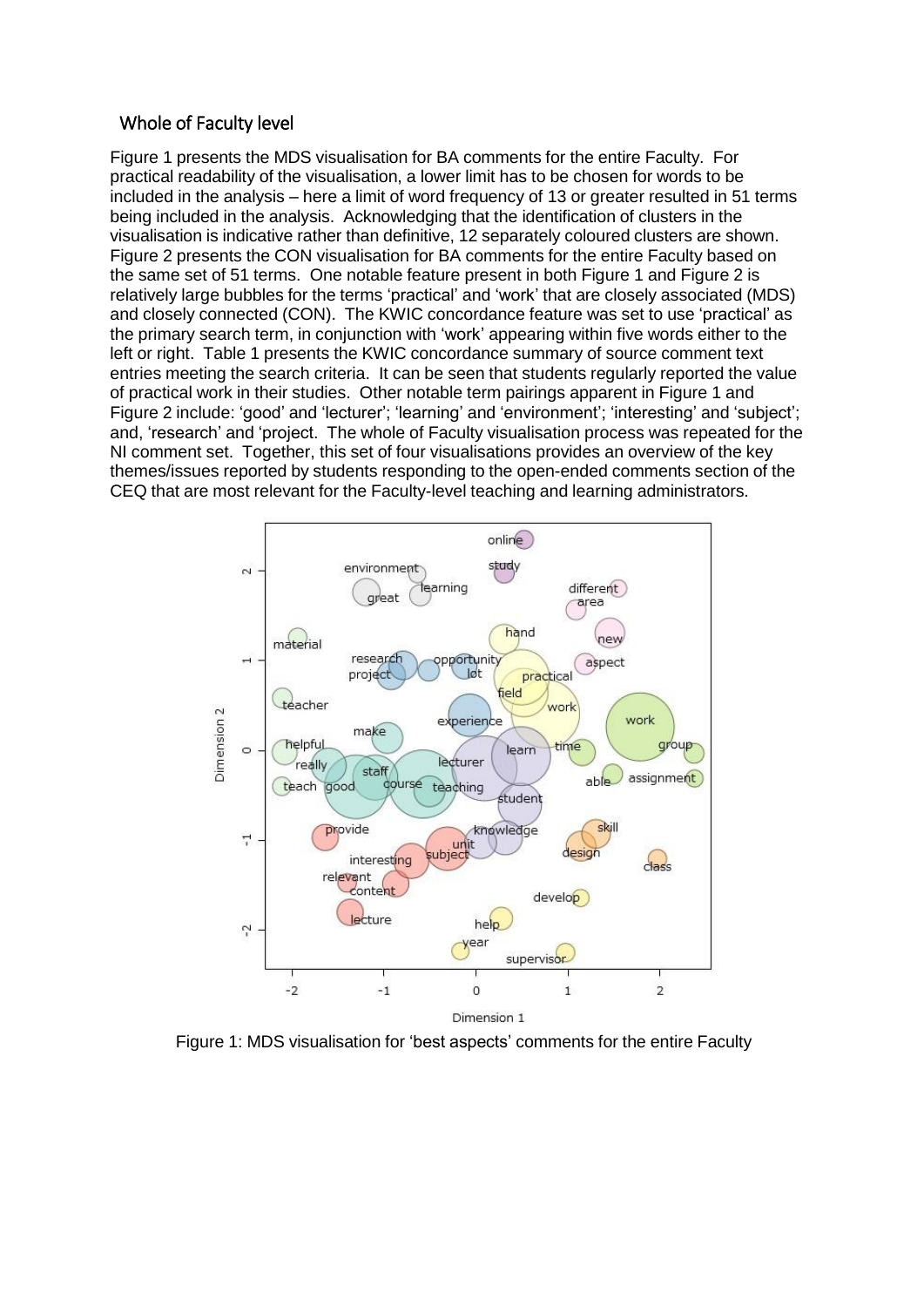## Whole of Faculty level

Figure 1 presents the MDS visualisation for BA comments for the entire Faculty. For practical readability of the visualisation, a lower limit has to be chosen for words to be included in the analysis – here a limit of word frequency of 13 or greater resulted in 51 terms being included in the analysis. Acknowledging that the identification of clusters in the visualisation is indicative rather than definitive, 12 separately coloured clusters are shown. Figure 2 presents the CON visualisation for BA comments for the entire Faculty based on the same set of 51 terms. One notable feature present in both Figure 1 and Figure 2 is relatively large bubbles for the terms 'practical' and 'work' that are closely associated (MDS) and closely connected (CON). The KWIC concordance feature was set to use 'practical' as the primary search term, in conjunction with 'work' appearing within five words either to the left or right. Table 1 presents the KWIC concordance summary of source comment text entries meeting the search criteria. It can be seen that students regularly reported the value of practical work in their studies. Other notable term pairings apparent in Figure 1 and Figure 2 include: 'good' and 'lecturer'; 'learning' and 'environment'; 'interesting' and 'subject'; and, 'research' and 'project. The whole of Faculty visualisation process was repeated for the NI comment set. Together, this set of four visualisations provides an overview of the key themes/issues reported by students responding to the open-ended comments section of the CEQ that are most relevant for the Faculty-level teaching and learning administrators.

Figure 1: MDS visualisation for 'best aspects' comments for the entire Faculty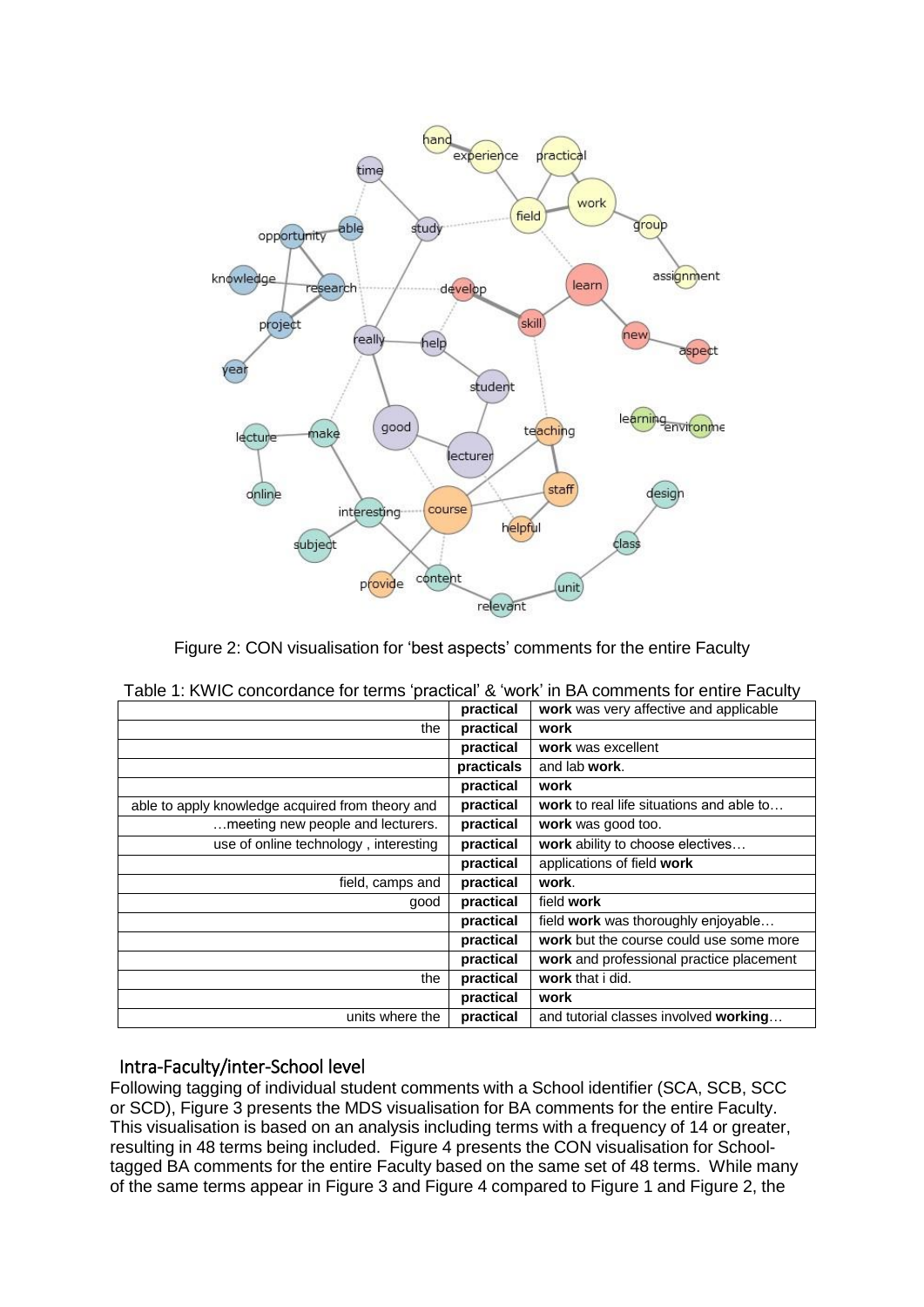Figure 2: CON visualisation for 'best aspects' comments for the entire Faculty

Table 1: KWIC concordance for terms 'practical' & 'work' in BA comments for entire Faculty

| | | |
|---|---|---|
| | **practical** | **work** was very affective and applicable |
| the | **practical** | **work** |
| | **practical** | **work** was excellent |
| | **practicals** | and lab **work**. |
| | **practical** | **work** |
| able to apply knowledge acquired from theory and | **practical** | **work** to real life situations and able to… |
| …meeting new people and lecturers. | **practical** | **work** was good too. |
| use of online technology , interesting | **practical** | **work** ability to choose electives… |
| | **practical** | applications of field **work** |
| field, camps and | **practical** | **work**. |
| good | **practical** | field **work** |
| | **practical** | field **work** was thoroughly enjoyable… |
| | **practical** | **work** but the course could use some more |
| | **practical** | **work** and professional practice placement |
| the | **practical** | **work** that i did. |
| | **practical** | **work** |
| units where the | **practical** | and tutorial classes involved **working**… |

## Intra-Faculty/inter-School level

Following tagging of individual student comments with a School identifier (SCA, SCB, SCC or SCD), Figure 3 presents the MDS visualisation for BA comments for the entire Faculty. This visualisation is based on an analysis including terms with a frequency of 14 or greater, resulting in 48 terms being included. Figure 4 presents the CON visualisation for School-tagged BA comments for the entire Faculty based on the same set of 48 terms. While many of the same terms appear in Figure 3 and Figure 4 compared to Figure 1 and Figure 2, the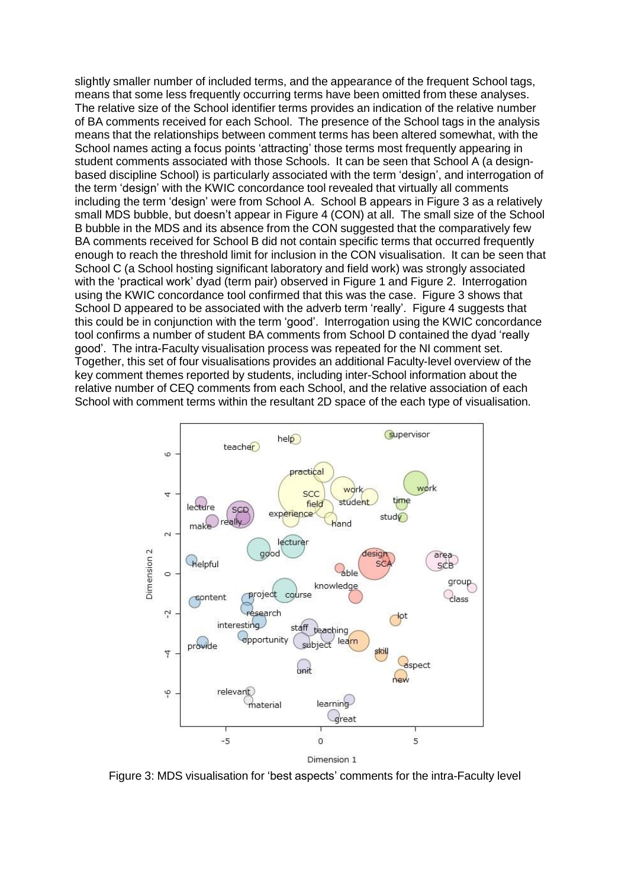slightly smaller number of included terms, and the appearance of the frequent School tags, means that some less frequently occurring terms have been omitted from these analyses. The relative size of the School identifier terms provides an indication of the relative number of BA comments received for each School. The presence of the School tags in the analysis means that the relationships between comment terms has been altered somewhat, with the School names acting a focus points 'attracting' those terms most frequently appearing in student comments associated with those Schools. It can be seen that School A (a design-based discipline School) is particularly associated with the term 'design', and interrogation of the term 'design' with the KWIC concordance tool revealed that virtually all comments including the term 'design' were from School A. School B appears in Figure 3 as a relatively small MDS bubble, but doesn't appear in Figure 4 (CON) at all. The small size of the School B bubble in the MDS and its absence from the CON suggested that the comparatively few BA comments received for School B did not contain specific terms that occurred frequently enough to reach the threshold limit for inclusion in the CON visualisation. It can be seen that School C (a School hosting significant laboratory and field work) was strongly associated with the 'practical work' dyad (term pair) observed in Figure 1 and Figure 2. Interrogation using the KWIC concordance tool confirmed that this was the case. Figure 3 shows that School D appeared to be associated with the adverb term 'really'. Figure 4 suggests that this could be in conjunction with the term 'good'. Interrogation using the KWIC concordance tool confirms a number of student BA comments from School D contained the dyad 'really good'. The intra-Faculty visualisation process was repeated for the NI comment set. Together, this set of four visualisations provides an additional Faculty-level overview of the key comment themes reported by students, including inter-School information about the relative number of CEQ comments from each School, and the relative association of each School with comment terms within the resultant 2D space of the each type of visualisation.

Figure 3: MDS visualisation for 'best aspects' comments for the intra-Faculty level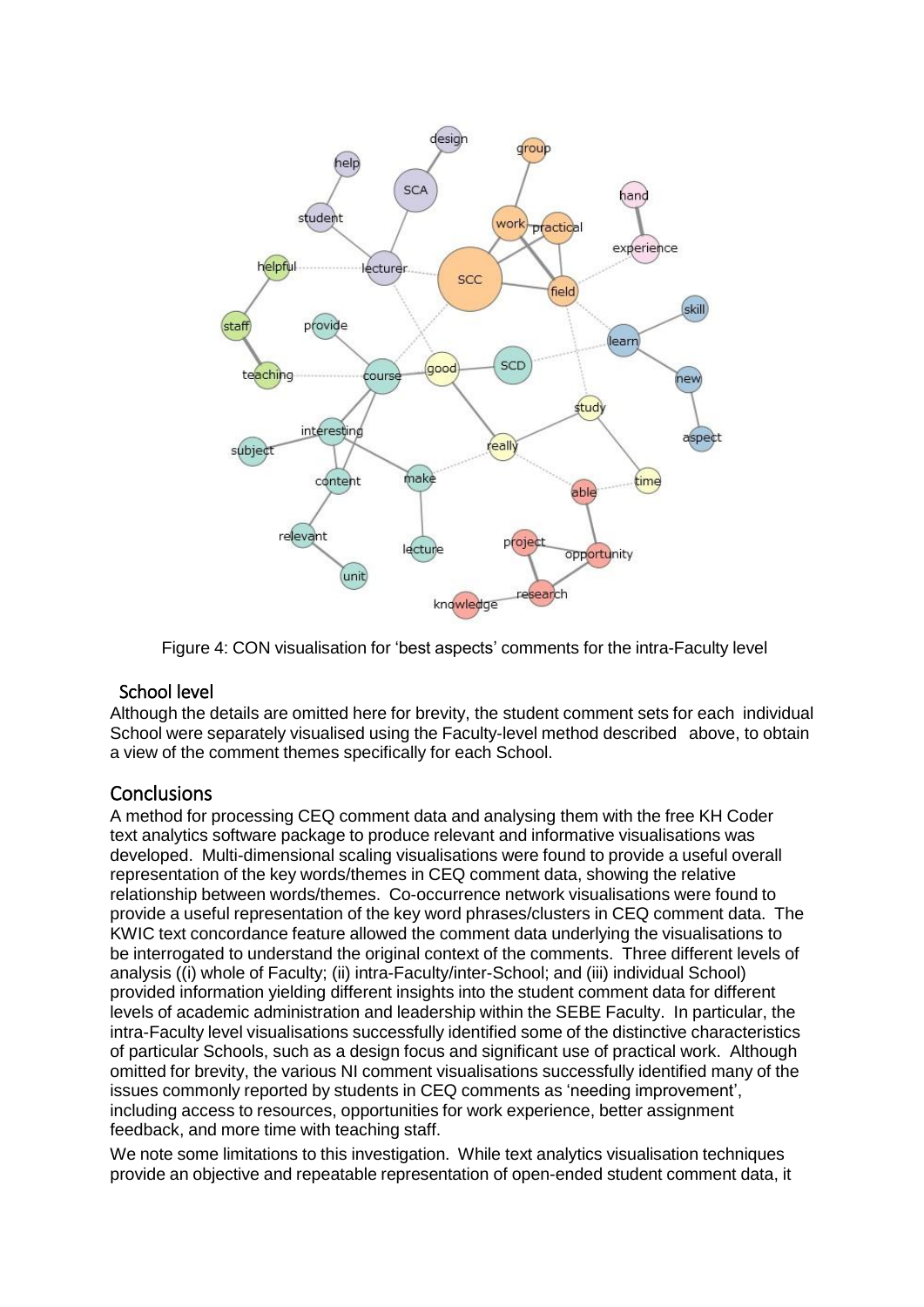Figure 4: CON visualisation for 'best aspects' comments for the intra-Faculty level

### School level

Although the details are omitted here for brevity, the student comment sets for each individual School were separately visualised using the Faculty-level method described above, to obtain a view of the comment themes specifically for each School.

## Conclusions

A method for processing CEQ comment data and analysing them with the free KH Coder text analytics software package to produce relevant and informative visualisations was developed. Multi-dimensional scaling visualisations were found to provide a useful overall representation of the key words/themes in CEQ comment data, showing the relative relationship between words/themes. Co-occurrence network visualisations were found to provide a useful representation of the key word phrases/clusters in CEQ comment data. The KWIC text concordance feature allowed the comment data underlying the visualisations to be interrogated to understand the original context of the comments. Three different levels of analysis ((i) whole of Faculty; (ii) intra-Faculty/inter-School; and (iii) individual School) provided information yielding different insights into the student comment data for different levels of academic administration and leadership within the SEBE Faculty. In particular, the intra-Faculty level visualisations successfully identified some of the distinctive characteristics of particular Schools, such as a design focus and significant use of practical work. Although omitted for brevity, the various NI comment visualisations successfully identified many of the issues commonly reported by students in CEQ comments as 'needing improvement', including access to resources, opportunities for work experience, better assignment feedback, and more time with teaching staff.

We note some limitations to this investigation. While text analytics visualisation techniques provide an objective and repeatable representation of open-ended student comment data, it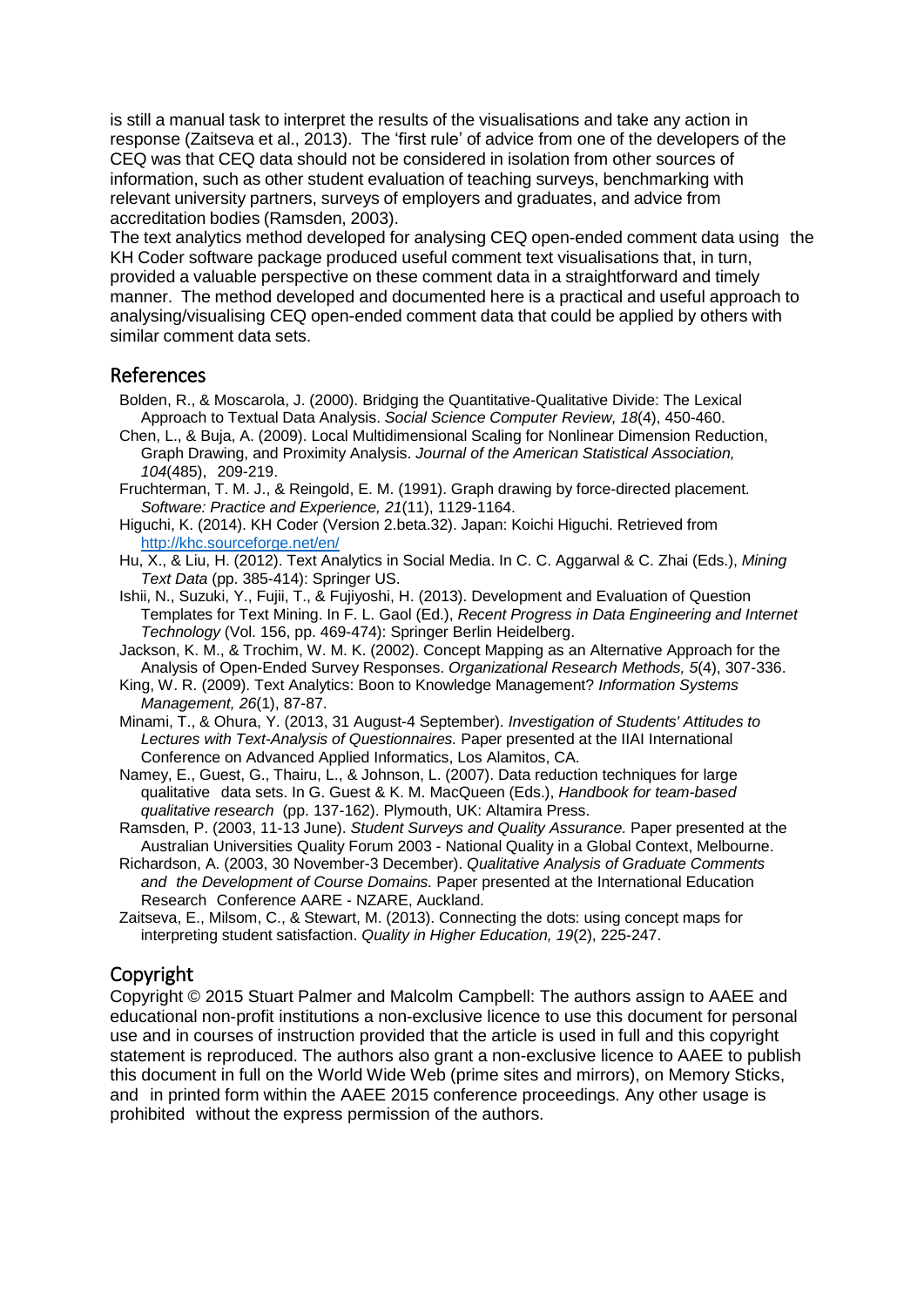is still a manual task to interpret the results of the visualisations and take any action in response (Zaitseva et al., 2013). The 'first rule' of advice from one of the developers of the CEQ was that CEQ data should not be considered in isolation from other sources of information, such as other student evaluation of teaching surveys, benchmarking with relevant university partners, surveys of employers and graduates, and advice from accreditation bodies (Ramsden, 2003).

The text analytics method developed for analysing CEQ open-ended comment data using the KH Coder software package produced useful comment text visualisations that, in turn, provided a valuable perspective on these comment data in a straightforward and timely manner. The method developed and documented here is a practical and useful approach to analysing/visualising CEQ open-ended comment data that could be applied by others with similar comment data sets.

## References

Bolden, R., & Moscarola, J. (2000). Bridging the Quantitative-Qualitative Divide: The Lexical Approach to Textual Data Analysis. *Social Science Computer Review, 18*(4), 450-460.

Chen, L., & Buja, A. (2009). Local Multidimensional Scaling for Nonlinear Dimension Reduction, Graph Drawing, and Proximity Analysis. *Journal of the American Statistical Association, 104*(485), 209-219.

Fruchterman, T. M. J., & Reingold, E. M. (1991). Graph drawing by force-directed placement. *Software: Practice and Experience, 21*(11), 1129-1164.

Higuchi, K. (2014). KH Coder (Version 2.beta.32). Japan: Koichi Higuchi. Retrieved from http://khc.sourceforge.net/en/

Hu, X., & Liu, H. (2012). Text Analytics in Social Media. In C. C. Aggarwal & C. Zhai (Eds.), *Mining Text Data* (pp. 385-414): Springer US.

Ishii, N., Suzuki, Y., Fujii, T., & Fujiyoshi, H. (2013). Development and Evaluation of Question Templates for Text Mining. In F. L. Gaol (Ed.), *Recent Progress in Data Engineering and Internet Technology* (Vol. 156, pp. 469-474): Springer Berlin Heidelberg.

Jackson, K. M., & Trochim, W. M. K. (2002). Concept Mapping as an Alternative Approach for the Analysis of Open-Ended Survey Responses. *Organizational Research Methods, 5*(4), 307-336.

King, W. R. (2009). Text Analytics: Boon to Knowledge Management? *Information Systems Management, 26*(1), 87-87.

Minami, T., & Ohura, Y. (2013, 31 August-4 September). *Investigation of Students' Attitudes to Lectures with Text-Analysis of Questionnaires.* Paper presented at the IIAI International Conference on Advanced Applied Informatics, Los Alamitos, CA.

Namey, E., Guest, G., Thairu, L., & Johnson, L. (2007). Data reduction techniques for large qualitative data sets. In G. Guest & K. M. MacQueen (Eds.), *Handbook for team-based qualitative research* (pp. 137-162). Plymouth, UK: Altamira Press.

Ramsden, P. (2003, 11-13 June). *Student Surveys and Quality Assurance.* Paper presented at the Australian Universities Quality Forum 2003 - National Quality in a Global Context, Melbourne.

Richardson, A. (2003, 30 November-3 December). *Qualitative Analysis of Graduate Comments and the Development of Course Domains.* Paper presented at the International Education Research Conference AARE - NZARE, Auckland.

Zaitseva, E., Milsom, C., & Stewart, M. (2013). Connecting the dots: using concept maps for interpreting student satisfaction. *Quality in Higher Education, 19*(2), 225-247.

## Copyright

Copyright © 2015 Stuart Palmer and Malcolm Campbell: The authors assign to AAEE and educational non-profit institutions a non-exclusive licence to use this document for personal use and in courses of instruction provided that the article is used in full and this copyright statement is reproduced. The authors also grant a non-exclusive licence to AAEE to publish this document in full on the World Wide Web (prime sites and mirrors), on Memory Sticks, and in printed form within the AAEE 2015 conference proceedings. Any other usage is prohibited without the express permission of the authors.